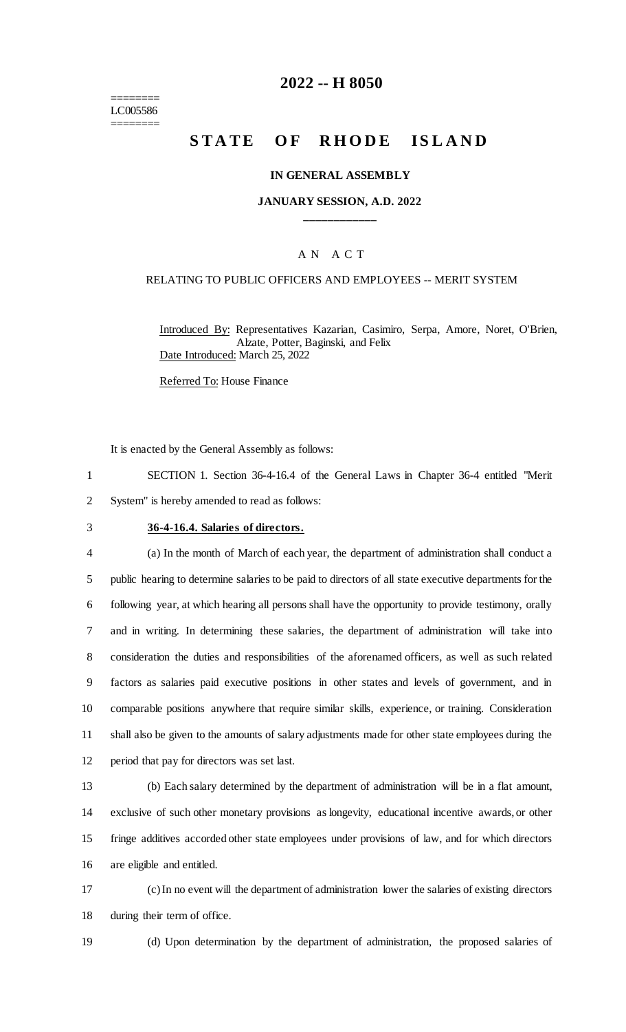========
LC005586
========

# 2022 -- H 8050

## STATE OF RHODE ISLAND

### IN GENERAL ASSEMBLY

### JANUARY SESSION, A.D. 2022

____________

A N A C T

RELATING TO PUBLIC OFFICERS AND EMPLOYEES -- MERIT SYSTEM

Introduced By: Representatives Kazarian, Casimiro, Serpa, Amore, Noret, O'Brien, Alzate, Potter, Baginski, and Felix

Date Introduced: March 25, 2022

Referred To: House Finance

It is enacted by the General Assembly as follows:

1 SECTION 1. Section 36-4-16.4 of the General Laws in Chapter 36-4 entitled "Merit
2 System" is hereby amended to read as follows:

3 **36-4-16.4. Salaries of directors.**

4 (a) In the month of March of each year, the department of administration shall conduct a
5 public hearing to determine salaries to be paid to directors of all state executive departments for the
6 following year, at which hearing all persons shall have the opportunity to provide testimony, orally
7 and in writing. In determining these salaries, the department of administration will take into
8 consideration the duties and responsibilities of the aforenamed officers, as well as such related
9 factors as salaries paid executive positions in other states and levels of government, and in
10 comparable positions anywhere that require similar skills, experience, or training. Consideration
11 shall also be given to the amounts of salary adjustments made for other state employees during the
12 period that pay for directors was set last.

13 (b) Each salary determined by the department of administration will be in a flat amount,
14 exclusive of such other monetary provisions as longevity, educational incentive awards, or other
15 fringe additives accorded other state employees under provisions of law, and for which directors
16 are eligible and entitled.

17 (c) In no event will the department of administration lower the salaries of existing directors
18 during their term of office.

19 (d) Upon determination by the department of administration, the proposed salaries of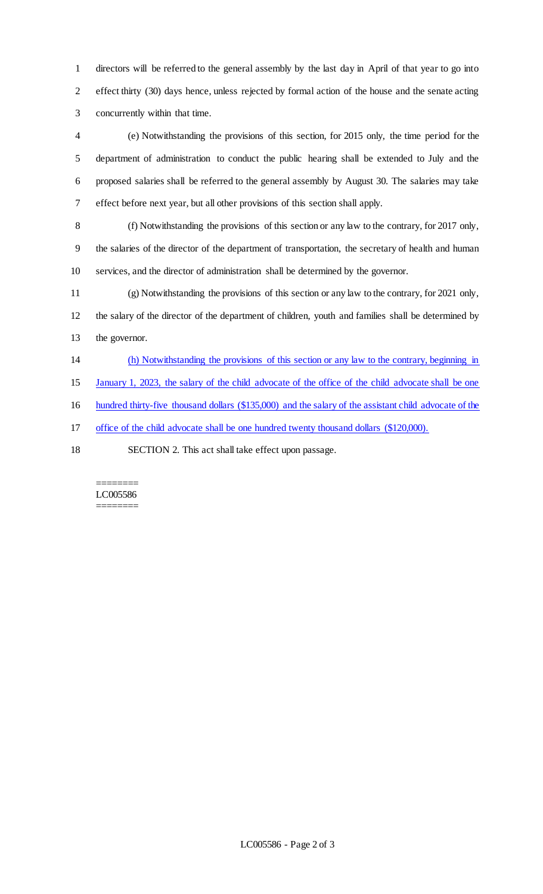directors will be referred to the general assembly by the last day in April of that year to go into effect thirty (30) days hence, unless rejected by formal action of the house and the senate acting concurrently within that time.

(e) Notwithstanding the provisions of this section, for 2015 only, the time period for the department of administration to conduct the public hearing shall be extended to July and the proposed salaries shall be referred to the general assembly by August 30. The salaries may take effect before next year, but all other provisions of this section shall apply.

(f) Notwithstanding the provisions of this section or any law to the contrary, for 2017 only, the salaries of the director of the department of transportation, the secretary of health and human services, and the director of administration shall be determined by the governor.

(g) Notwithstanding the provisions of this section or any law to the contrary, for 2021 only, the salary of the director of the department of children, youth and families shall be determined by the governor.

(h) Notwithstanding the provisions of this section or any law to the contrary, beginning in January 1, 2023, the salary of the child advocate of the office of the child advocate shall be one hundred thirty-five thousand dollars ($135,000) and the salary of the assistant child advocate of the office of the child advocate shall be one hundred twenty thousand dollars ($120,000).

SECTION 2. This act shall take effect upon passage.

========
LC005586
========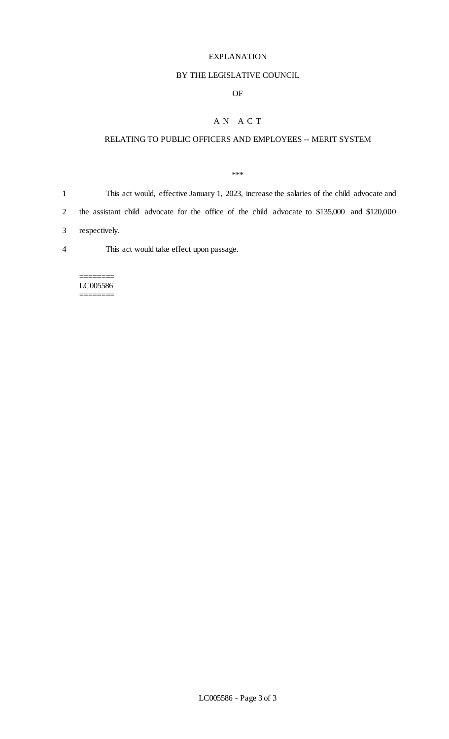EXPLANATION

BY THE LEGISLATIVE COUNCIL

OF

# A N A C T

RELATING TO PUBLIC OFFICERS AND EMPLOYEES -- MERIT SYSTEM

\*\*\*

This act would, effective January 1, 2023, increase the salaries of the child advocate and the assistant child advocate for the office of the child advocate to $135,000 and $120,000 respectively.

This act would take effect upon passage.

========
LC005586
========